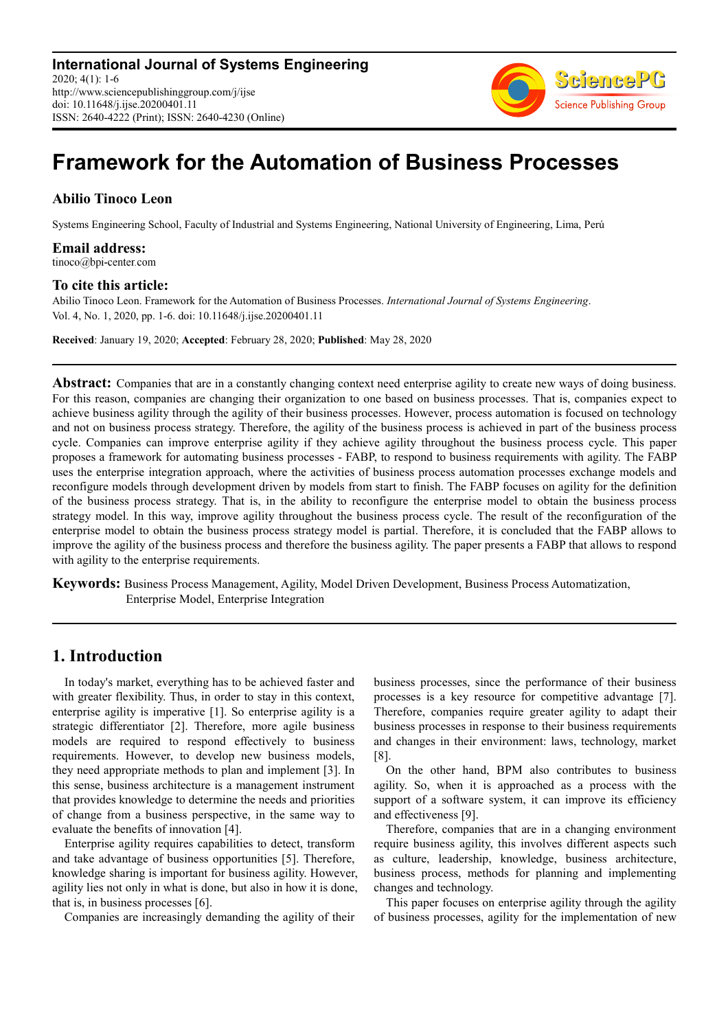# Framework for the Automation of Business Processes

**Abilio Tinoco Leon**

Systems Engineering School, Faculty of Industrial and Systems Engineering, National University of Engineering, Lima, Perú

**Email address:**

tinoco@bpi-center.com

**To cite this article:**

Abilio Tinoco Leon. Framework for the Automation of Business Processes. *International Journal of Systems Engineering*. Vol. 4, No. 1, 2020, pp. 1-6. doi: 10.11648/j.ijse.20200401.11

**Received**: January 19, 2020; **Accepted**: February 28, 2020; **Published**: May 28, 2020

---

**Abstract:** Companies that are in a constantly changing context need enterprise agility to create new ways of doing business. For this reason, companies are changing their organization to one based on business processes. That is, companies expect to achieve business agility through the agility of their business processes. However, process automation is focused on technology and not on business process strategy. Therefore, the agility of the business process is achieved in part of the business process cycle. Companies can improve enterprise agility if they achieve agility throughout the business process cycle. This paper proposes a framework for automating business processes - FABP, to respond to business requirements with agility. The FABP uses the enterprise integration approach, where the activities of business process automation processes exchange models and reconfigure models through development driven by models from start to finish. The FABP focuses on agility for the definition of the business process strategy. That is, in the ability to reconfigure the enterprise model to obtain the business process strategy model. In this way, improve agility throughout the business process cycle. The result of the reconfiguration of the enterprise model to obtain the business process strategy model is partial. Therefore, it is concluded that the FABP allows to improve the agility of the business process and therefore the business agility. The paper presents a FABP that allows to respond with agility to the enterprise requirements.

**Keywords:** Business Process Management, Agility, Model Driven Development, Business Process Automatization, Enterprise Model, Enterprise Integration

---

## 1. Introduction

In today's market, everything has to be achieved faster and with greater flexibility. Thus, in order to stay in this context, enterprise agility is imperative [1]. So enterprise agility is a strategic differentiator [2]. Therefore, more agile business models are required to respond effectively to business requirements. However, to develop new business models, they need appropriate methods to plan and implement [3]. In this sense, business architecture is a management instrument that provides knowledge to determine the needs and priorities of change from a business perspective, in the same way to evaluate the benefits of innovation [4].

Enterprise agility requires capabilities to detect, transform and take advantage of business opportunities [5]. Therefore, knowledge sharing is important for business agility. However, agility lies not only in what is done, but also in how it is done, that is, in business processes [6].

Companies are increasingly demanding the agility of their business processes, since the performance of their business processes is a key resource for competitive advantage [7]. Therefore, companies require greater agility to adapt their business processes in response to their business requirements and changes in their environment: laws, technology, market [8].

On the other hand, BPM also contributes to business agility. So, when it is approached as a process with the support of a software system, it can improve its efficiency and effectiveness [9].

Therefore, companies that are in a changing environment require business agility, this involves different aspects such as culture, leadership, knowledge, business architecture, business process, methods for planning and implementing changes and technology.

This paper focuses on enterprise agility through the agility of business processes, agility for the implementation of new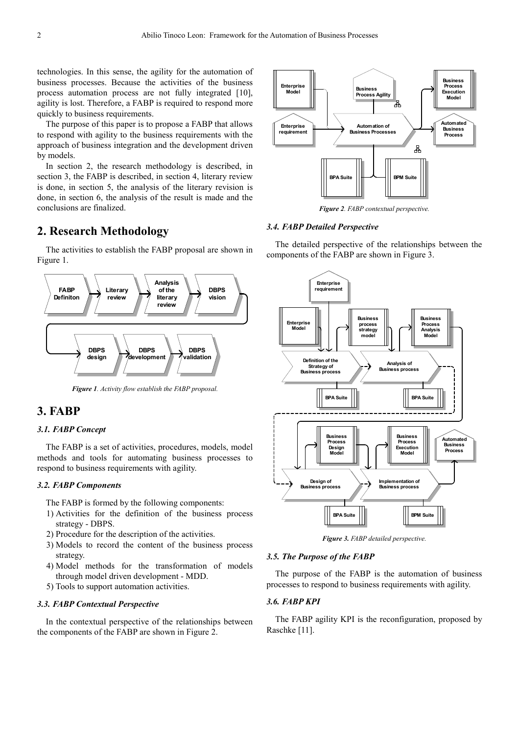technologies. In this sense, the agility for the automation of business processes. Because the activities of the business process automation process are not fully integrated [10], agility is lost. Therefore, a FABP is required to respond more quickly to business requirements.

The purpose of this paper is to propose a FABP that allows to respond with agility to the business requirements with the approach of business integration and the development driven by models.

In section 2, the research methodology is described, in section 3, the FABP is described, in section 4, literary review is done, in section 5, the analysis of the literary revision is done, in section 6, the analysis of the result is made and the conclusions are finalized.

## 2. Research Methodology

The activities to establish the FABP proposal are shown in Figure 1.

*Figure 1. Activity flow establish the FABP proposal.*

## 3. FABP

### 3.1. FABP Concept

The FABP is a set of activities, procedures, models, model methods and tools for automating business processes to respond to business requirements with agility.

### 3.2. FABP Components

The FABP is formed by the following components:

1) Activities for the definition of the business process strategy - DBPS.
2) Procedure for the description of the activities.
3) Models to record the content of the business process strategy.
4) Model methods for the transformation of models through model driven development - MDD.
5) Tools to support automation activities.

### 3.3. FABP Contextual Perspective

In the contextual perspective of the relationships between the components of the FABP are shown in Figure 2.

*Figure 2. FABP contextual perspective.*

### 3.4. FABP Detailed Perspective

The detailed perspective of the relationships between the components of the FABP are shown in Figure 3.

*Figure 3. FABP detailed perspective.*

### 3.5. The Purpose of the FABP

The purpose of the FABP is the automation of business processes to respond to business requirements with agility.

### 3.6. FABP KPI

The FABP agility KPI is the reconfiguration, proposed by Raschke [11].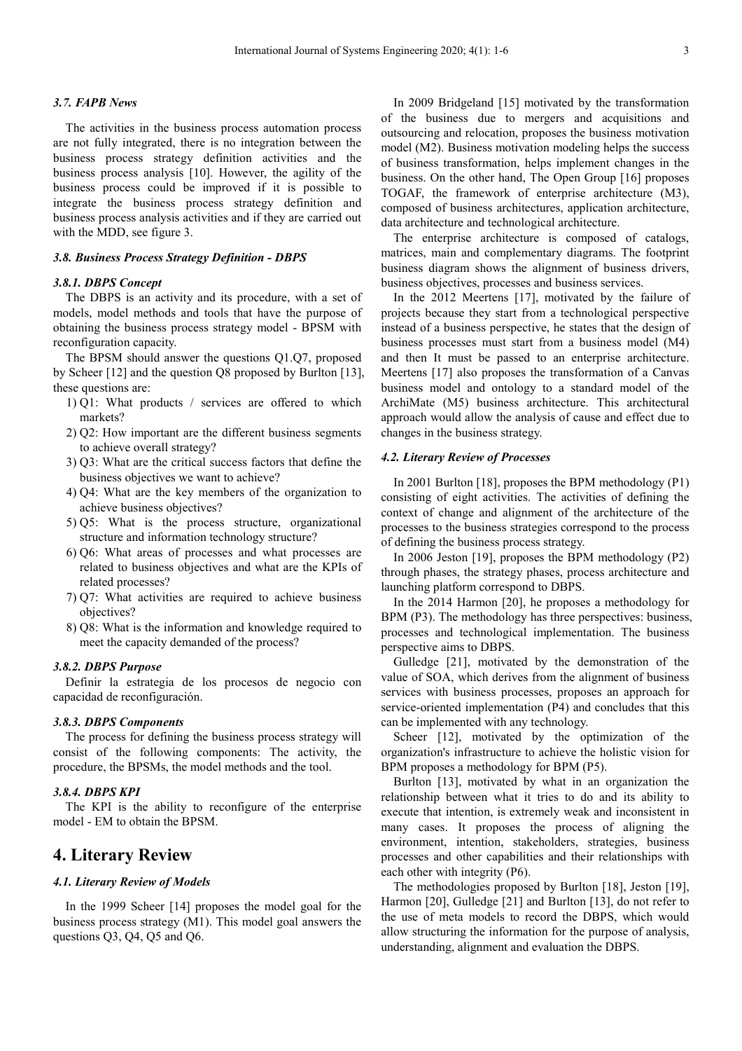### 3.7. FAPB News

The activities in the business process automation process are not fully integrated, there is no integration between the business process strategy definition activities and the business process analysis [10]. However, the agility of the business process could be improved if it is possible to integrate the business process strategy definition and business process analysis activities and if they are carried out with the MDD, see figure 3.

### 3.8. Business Process Strategy Definition - DBPS

#### 3.8.1. DBPS Concept

The DBPS is an activity and its procedure, with a set of models, model methods and tools that have the purpose of obtaining the business process strategy model - BPSM with reconfiguration capacity.

The BPSM should answer the questions Q1.Q7, proposed by Scheer [12] and the question Q8 proposed by Burlton [13], these questions are:

1) Q1: What products / services are offered to which markets?
2) Q2: How important are the different business segments to achieve overall strategy?
3) Q3: What are the critical success factors that define the business objectives we want to achieve?
4) Q4: What are the key members of the organization to achieve business objectives?
5) Q5: What is the process structure, organizational structure and information technology structure?
6) Q6: What areas of processes and what processes are related to business objectives and what are the KPIs of related processes?
7) Q7: What activities are required to achieve business objectives?
8) Q8: What is the information and knowledge required to meet the capacity demanded of the process?

#### 3.8.2. DBPS Purpose

Definir la estrategia de los procesos de negocio con capacidad de reconfiguración.

#### 3.8.3. DBPS Components

The process for defining the business process strategy will consist of the following components: The activity, the procedure, the BPSMs, the model methods and the tool.

#### 3.8.4. DBPS KPI

The KPI is the ability to reconfigure of the enterprise model - EM to obtain the BPSM.

# 4. Literary Review

### 4.1. Literary Review of Models

In the 1999 Scheer [14] proposes the model goal for the business process strategy (M1). This model goal answers the questions Q3, Q4, Q5 and Q6.

In 2009 Bridgeland [15] motivated by the transformation of the business due to mergers and acquisitions and outsourcing and relocation, proposes the business motivation model (M2). Business motivation modeling helps the success of business transformation, helps implement changes in the business. On the other hand, The Open Group [16] proposes TOGAF, the framework of enterprise architecture (M3), composed of business architectures, application architecture, data architecture and technological architecture.

The enterprise architecture is composed of catalogs, matrices, main and complementary diagrams. The footprint business diagram shows the alignment of business drivers, business objectives, processes and business services.

In the 2012 Meertens [17], motivated by the failure of projects because they start from a technological perspective instead of a business perspective, he states that the design of business processes must start from a business model (M4) and then It must be passed to an enterprise architecture. Meertens [17] also proposes the transformation of a Canvas business model and ontology to a standard model of the ArchiMate (M5) business architecture. This architectural approach would allow the analysis of cause and effect due to changes in the business strategy.

### 4.2. Literary Review of Processes

In 2001 Burlton [18], proposes the BPM methodology (P1) consisting of eight activities. The activities of defining the context of change and alignment of the architecture of the processes to the business strategies correspond to the process of defining the business process strategy.

In 2006 Jeston [19], proposes the BPM methodology (P2) through phases, the strategy phases, process architecture and launching platform correspond to DBPS.

In the 2014 Harmon [20], he proposes a methodology for BPM (P3). The methodology has three perspectives: business, processes and technological implementation. The business perspective aims to DBPS.

Gulledge [21], motivated by the demonstration of the value of SOA, which derives from the alignment of business services with business processes, proposes an approach for service-oriented implementation (P4) and concludes that this can be implemented with any technology.

Scheer [12], motivated by the optimization of the organization's infrastructure to achieve the holistic vision for BPM proposes a methodology for BPM (P5).

Burlton [13], motivated by what in an organization the relationship between what it tries to do and its ability to execute that intention, is extremely weak and inconsistent in many cases. It proposes the process of aligning the environment, intention, stakeholders, strategies, business processes and other capabilities and their relationships with each other with integrity (P6).

The methodologies proposed by Burlton [18], Jeston [19], Harmon [20], Gulledge [21] and Burlton [13], do not refer to the use of meta models to record the DBPS, which would allow structuring the information for the purpose of analysis, understanding, alignment and evaluation the DBPS.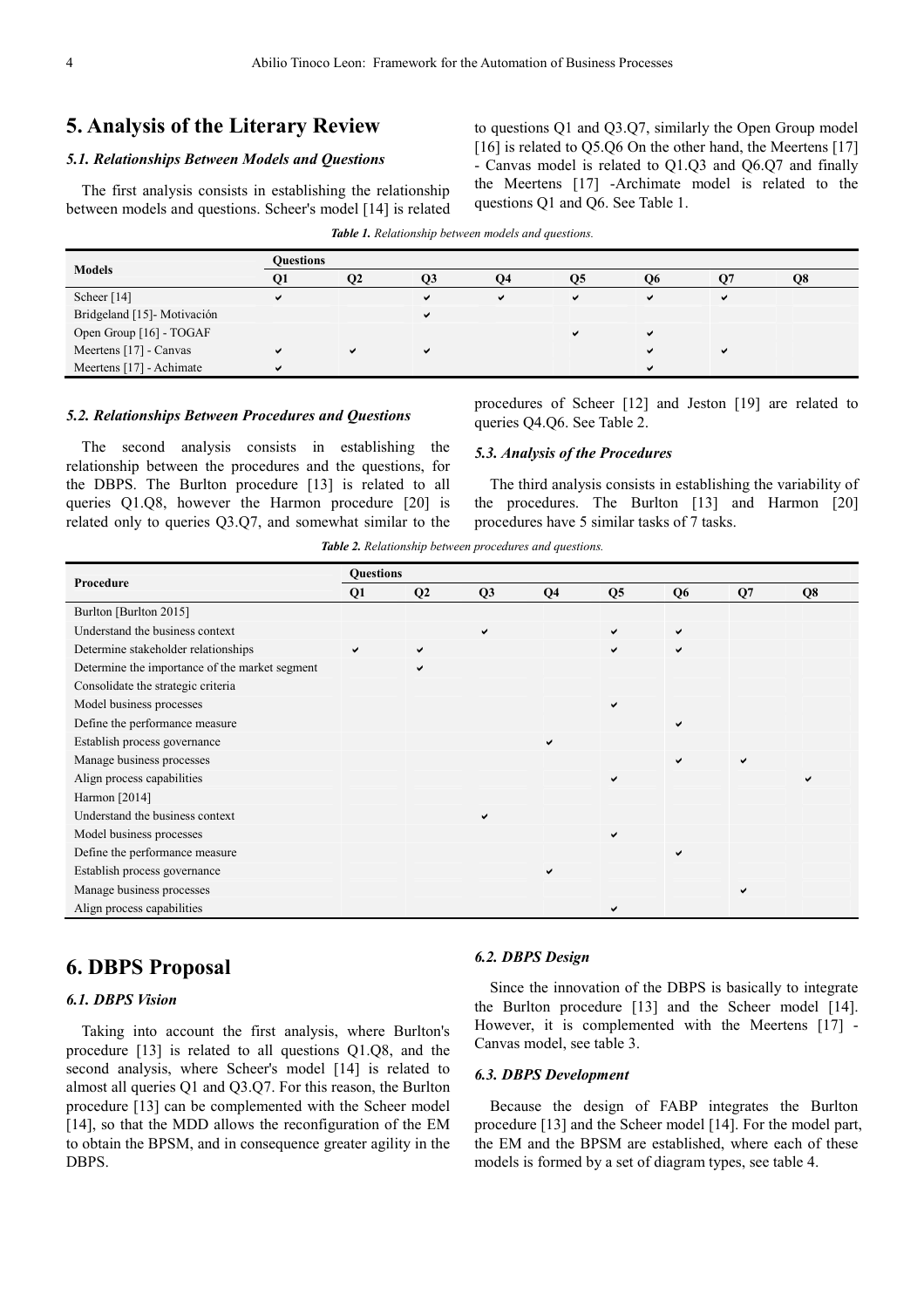## 5. Analysis of the Literary Review

### 5.1. Relationships Between Models and Questions

The first analysis consists in establishing the relationship between models and questions. Scheer's model [14] is related to questions Q1 and Q3.Q7, similarly the Open Group model [16] is related to Q5.Q6 On the other hand, the Meertens [17] - Canvas model is related to Q1.Q3 and Q6.Q7 and finally the Meertens [17] -Archimate model is related to the questions Q1 and Q6. See Table 1.

***Table 1.*** *Relationship between models and questions.*

| Models | Questions | | | | | | | |
|---|---|---|---|---|---|---|---|---|
| | Q1 | Q2 | Q3 | Q4 | Q5 | Q6 | Q7 | Q8 |
| Scheer [14] | ✔ | | ✔ | ✔ | ✔ | ✔ | ✔ | |
| Bridgeland [15]- Motivación | | | ✔ | | | | | |
| Open Group [16] - TOGAF | | | | | ✔ | ✔ | | |
| Meertens [17] - Canvas | ✔ | ✔ | ✔ | | | ✔ | ✔ | |
| Meertens [17] - Achimate | ✔ | | | | | ✔ | | |

### 5.2. Relationships Between Procedures and Questions

The second analysis consists in establishing the relationship between the procedures and the questions, for the DBPS. The Burlton procedure [13] is related to all queries Q1.Q8, however the Harmon procedure [20] is related only to queries Q3.Q7, and somewhat similar to the procedures of Scheer [12] and Jeston [19] are related to queries Q4.Q6. See Table 2.

### 5.3. Analysis of the Procedures

The third analysis consists in establishing the variability of the procedures. The Burlton [13] and Harmon [20] procedures have 5 similar tasks of 7 tasks.

***Table 2.*** *Relationship between procedures and questions.*

| Procedure | Questions | | | | | | | |
|---|---|---|---|---|---|---|---|---|
| | Q1 | Q2 | Q3 | Q4 | Q5 | Q6 | Q7 | Q8 |
| Burlton [Burlton 2015] | | | | | | | | |
| Understand the business context | | | ✔ | | ✔ | ✔ | | |
| Determine stakeholder relationships | ✔ | ✔ | | | ✔ | ✔ | | |
| Determine the importance of the market segment | | ✔ | | | | | | |
| Consolidate the strategic criteria | | | | | | | | |
| Model business processes | | | | | ✔ | | | |
| Define the performance measure | | | | | | ✔ | | |
| Establish process governance | | | | ✔ | | | | |
| Manage business processes | | | | | | ✔ | ✔ | |
| Align process capabilities | | | | | ✔ | | | ✔ |
| Harmon [2014] | | | | | | | | |
| Understand the business context | | | ✔ | | | | | |
| Model business processes | | | | | ✔ | | | |
| Define the performance measure | | | | | | ✔ | | |
| Establish process governance | | | | ✔ | | | | |
| Manage business processes | | | | | | | ✔ | |
| Align process capabilities | | | | | ✔ | | | |

## 6. DBPS Proposal

### 6.1. DBPS Vision

Taking into account the first analysis, where Burlton's procedure [13] is related to all questions Q1.Q8, and the second analysis, where Scheer's model [14] is related to almost all queries Q1 and Q3.Q7. For this reason, the Burlton procedure [13] can be complemented with the Scheer model [14], so that the MDD allows the reconfiguration of the EM to obtain the BPSM, and in consequence greater agility in the DBPS.

### 6.2. DBPS Design

Since the innovation of the DBPS is basically to integrate the Burlton procedure [13] and the Scheer model [14]. However, it is complemented with the Meertens [17] - Canvas model, see table 3.

### 6.3. DBPS Development

Because the design of FABP integrates the Burlton procedure [13] and the Scheer model [14]. For the model part, the EM and the BPSM are established, where each of these models is formed by a set of diagram types, see table 4.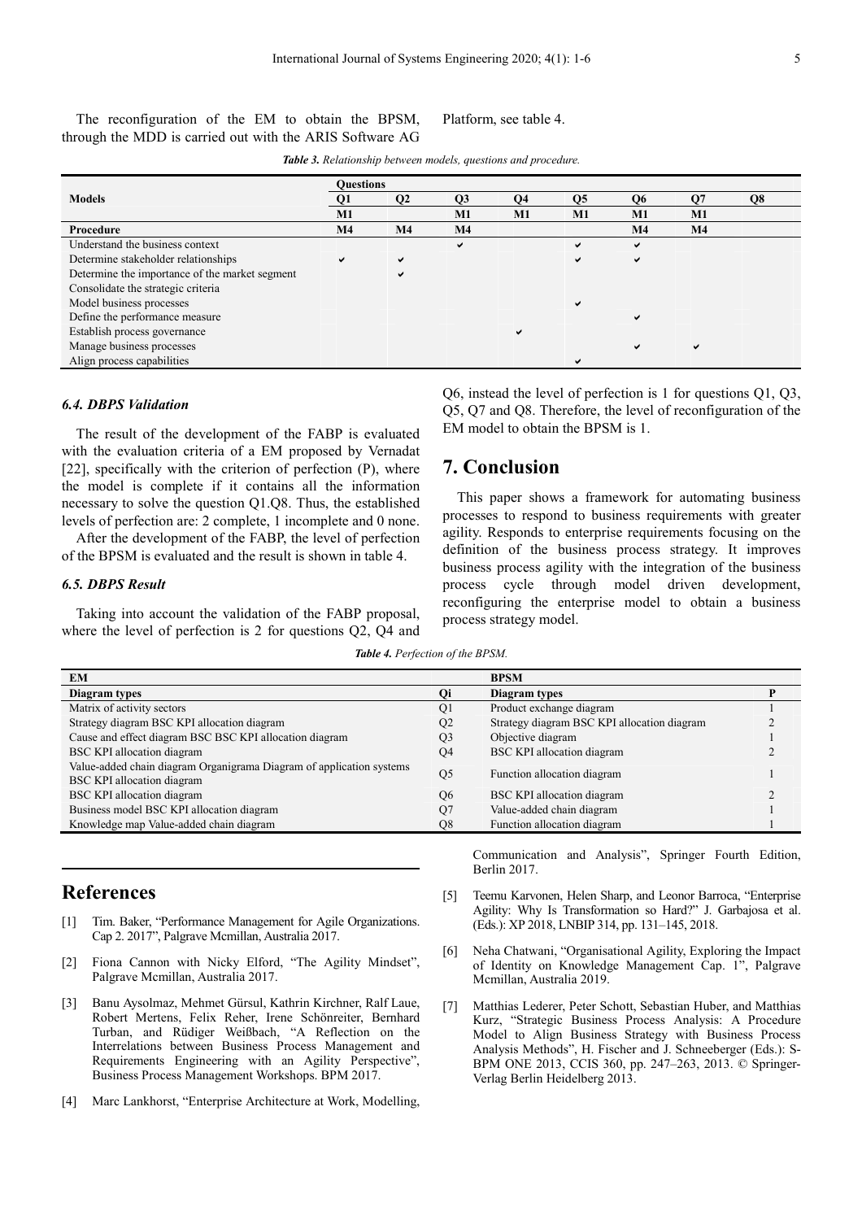The reconfiguration of the EM to obtain the BPSM, through the MDD is carried out with the ARIS Software AG Platform, see table 4.

***Table 3.*** *Relationship between models, questions and procedure.*

| Models | Questions | | | | | | | |
|---|---|---|---|---|---|---|---|---|
| | Q1 | Q2 | Q3 | Q4 | Q5 | Q6 | Q7 | Q8 |
| | M1 | | M1 | M1 | M1 | M1 | M1 | |
| **Procedure** | **M4** | **M4** | **M4** | | | **M4** | **M4** | |
| Understand the business context | | | ✔ | | ✔ | ✔ | | |
| Determine stakeholder relationships | ✔ | ✔ | | | ✔ | ✔ | | |
| Determine the importance of the market segment | | ✔ | | | | | | |
| Consolidate the strategic criteria | | | | | | | | |
| Model business processes | | | | | ✔ | | | |
| Define the performance measure | | | | | | ✔ | | |
| Establish process governance | | | | ✔ | | | | |
| Manage business processes | | | | | | ✔ | ✔ | |
| Align process capabilities | | | | | ✔ | | | |

### *6.4. DBPS Validation*

The result of the development of the FABP is evaluated with the evaluation criteria of a EM proposed by Vernadat [22], specifically with the criterion of perfection (P), where the model is complete if it contains all the information necessary to solve the question Q1.Q8. Thus, the established levels of perfection are: 2 complete, 1 incomplete and 0 none.

After the development of the FABP, the level of perfection of the BPSM is evaluated and the result is shown in table 4.

### *6.5. DBPS Result*

Taking into account the validation of the FABP proposal, where the level of perfection is 2 for questions Q2, Q4 and Q6, instead the level of perfection is 1 for questions Q1, Q3, Q5, Q7 and Q8. Therefore, the level of reconfiguration of the EM model to obtain the BPSM is 1.

## 7. Conclusion

This paper shows a framework for automating business processes to respond to business requirements with greater agility. Responds to enterprise requirements focusing on the definition of the business process strategy. It improves business process agility with the integration of the business process cycle through model driven development, reconfiguring the enterprise model to obtain a business process strategy model.

***Table 4.*** *Perfection of the BPSM.*

| EM | | BPSM | |
|---|---|---|---|
| **Diagram types** | **Qi** | **Diagram types** | **P** |
| Matrix of activity sectors | Q1 | Product exchange diagram | 1 |
| Strategy diagram BSC KPI allocation diagram | Q2 | Strategy diagram BSC KPI allocation diagram | 2 |
| Cause and effect diagram BSC BSC KPI allocation diagram | Q3 | Objective diagram | 1 |
| BSC KPI allocation diagram | Q4 | BSC KPI allocation diagram | 2 |
| Value-added chain diagram Organigrama Diagram of application systems BSC KPI allocation diagram | Q5 | Function allocation diagram | 1 |
| BSC KPI allocation diagram | Q6 | BSC KPI allocation diagram | 2 |
| Business model BSC KPI allocation diagram | Q7 | Value-added chain diagram | 1 |
| Knowledge map Value-added chain diagram | Q8 | Function allocation diagram | 1 |

## References

[1] Tim. Baker, "Performance Management for Agile Organizations. Cap 2. 2017", Palgrave Mcmillan, Australia 2017.

[2] Fiona Cannon with Nicky Elford, "The Agility Mindset", Palgrave Mcmillan, Australia 2017.

[3] Banu Aysolmaz, Mehmet Gürsul, Kathrin Kirchner, Ralf Laue, Robert Mertens, Felix Reher, Irene Schönreiter, Bernhard Turban, and Rüdiger Weißbach, "A Reflection on the Interrelations between Business Process Management and Requirements Engineering with an Agility Perspective", Business Process Management Workshops. BPM 2017.

[4] Marc Lankhorst, "Enterprise Architecture at Work, Modelling, Communication and Analysis", Springer Fourth Edition, Berlin 2017.

[5] Teemu Karvonen, Helen Sharp, and Leonor Barroca, "Enterprise Agility: Why Is Transformation so Hard?" J. Garbajosa et al. (Eds.): XP 2018, LNBIP 314, pp. 131–145, 2018.

[6] Neha Chatwani, "Organisational Agility, Exploring the Impact of Identity on Knowledge Management Cap. 1", Palgrave Mcmillan, Australia 2019.

[7] Matthias Lederer, Peter Schott, Sebastian Huber, and Matthias Kurz, "Strategic Business Process Analysis: A Procedure Model to Align Business Strategy with Business Process Analysis Methods", H. Fischer and J. Schneeberger (Eds.): S-BPM ONE 2013, CCIS 360, pp. 247–263, 2013. © Springer-Verlag Berlin Heidelberg 2013.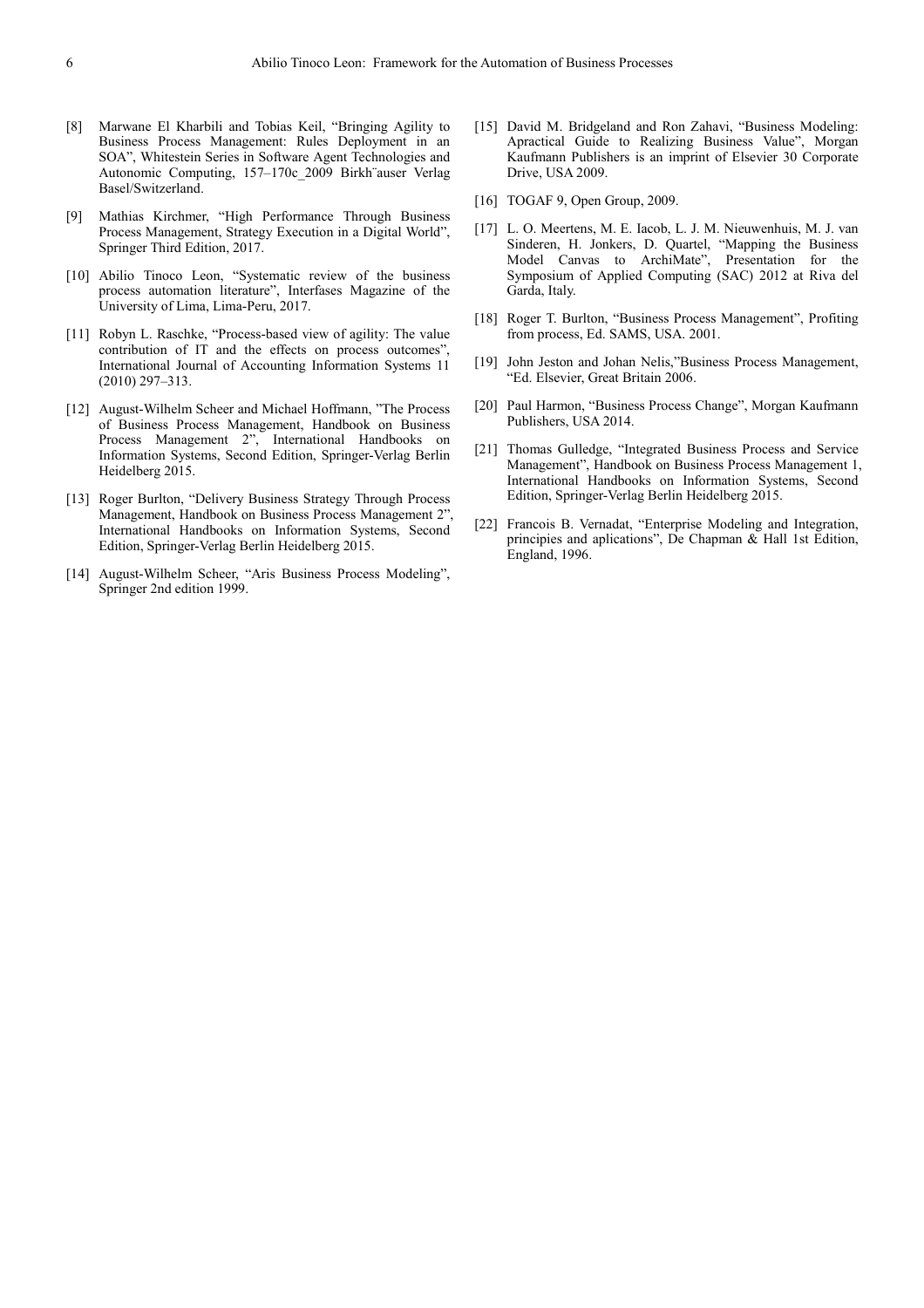[8] Marwane El Kharbili and Tobias Keil, “Bringing Agility to Business Process Management: Rules Deployment in an SOA”, Whitestein Series in Software Agent Technologies and Autonomic Computing, 157–170c_2009 Birkh¨auser Verlag Basel/Switzerland.

[9] Mathias Kirchmer, “High Performance Through Business Process Management, Strategy Execution in a Digital World”, Springer Third Edition, 2017.

[10] Abilio Tinoco Leon, “Systematic review of the business process automation literature”, Interfases Magazine of the University of Lima, Lima-Peru, 2017.

[11] Robyn L. Raschke, “Process-based view of agility: The value contribution of IT and the effects on process outcomes”, International Journal of Accounting Information Systems 11 (2010) 297–313.

[12] August-Wilhelm Scheer and Michael Hoffmann, ”The Process of Business Process Management, Handbook on Business Process Management 2”, International Handbooks on Information Systems, Second Edition, Springer-Verlag Berlin Heidelberg 2015.

[13] Roger Burlton, “Delivery Business Strategy Through Process Management, Handbook on Business Process Management 2”, International Handbooks on Information Systems, Second Edition, Springer-Verlag Berlin Heidelberg 2015.

[14] August-Wilhelm Scheer, “Aris Business Process Modeling”, Springer 2nd edition 1999.

[15] David M. Bridgeland and Ron Zahavi, “Business Modeling: Apractical Guide to Realizing Business Value”, Morgan Kaufmann Publishers is an imprint of Elsevier 30 Corporate Drive, USA 2009.

[16] TOGAF 9, Open Group, 2009.

[17] L. O. Meertens, M. E. Iacob, L. J. M. Nieuwenhuis, M. J. van Sinderen, H. Jonkers, D. Quartel, “Mapping the Business Model Canvas to ArchiMate”, Presentation for the Symposium of Applied Computing (SAC) 2012 at Riva del Garda, Italy.

[18] Roger T. Burlton, “Business Process Management”, Profiting from process, Ed. SAMS, USA. 2001.

[19] John Jeston and Johan Nelis,”Business Process Management, “Ed. Elsevier, Great Britain 2006.

[20] Paul Harmon, “Business Process Change”, Morgan Kaufmann Publishers, USA 2014.

[21] Thomas Gulledge, “Integrated Business Process and Service Management”, Handbook on Business Process Management 1, International Handbooks on Information Systems, Second Edition, Springer-Verlag Berlin Heidelberg 2015.

[22] Francois B. Vernadat, “Enterprise Modeling and Integration, principies and aplications”, De Chapman & Hall 1st Edition, England, 1996.